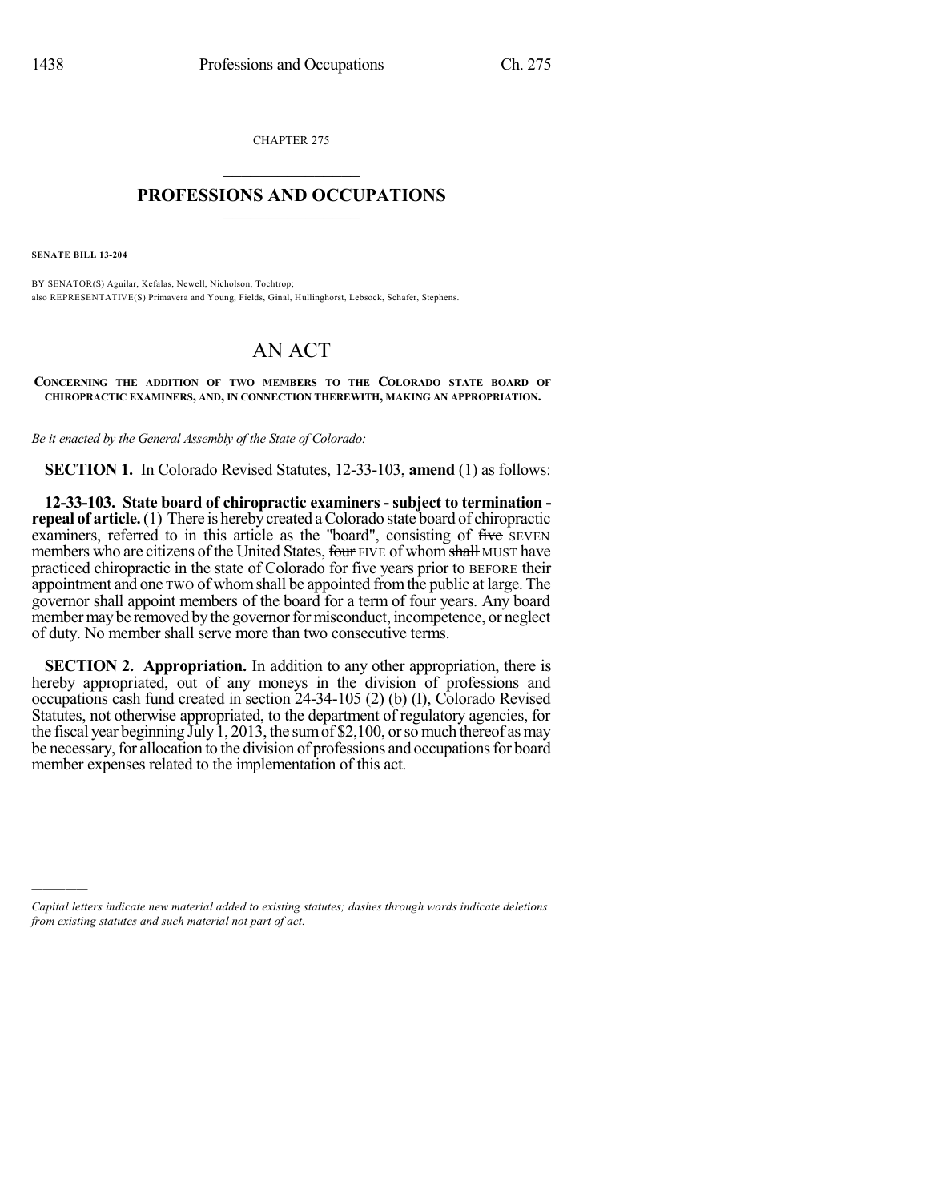CHAPTER 275

# PROFESSIONS AND OCCUPATIONS

**SENATE BILL 13-204**

BY SENATOR(S) Aguilar, Kefalas, Newell, Nicholson, Tochtrop;
also REPRESENTATIVE(S) Primavera and Young, Fields, Ginal, Hullinghorst, Lebsock, Schafer, Stephens.

# AN ACT

**CONCERNING THE ADDITION OF TWO MEMBERS TO THE COLORADO STATE BOARD OF CHIROPRACTIC EXAMINERS, AND, IN CONNECTION THEREWITH, MAKING AN APPROPRIATION.**

*Be it enacted by the General Assembly of the State of Colorado:*

**SECTION 1.** In Colorado Revised Statutes, 12-33-103, **amend** (1) as follows:

**12-33-103. State board of chiropractic examiners - subject to termination - repeal of article.** (1) There is hereby created a Colorado state board of chiropractic examiners, referred to in this article as the "board", consisting of ~~five~~ SEVEN members who are citizens of the United States, ~~four~~ FIVE of whom ~~shall~~ MUST have practiced chiropractic in the state of Colorado for five years ~~prior to~~ BEFORE their appointment and ~~one~~ TWO of whom shall be appointed from the public at large. The governor shall appoint members of the board for a term of four years. Any board member may be removed by the governor for misconduct, incompetence, or neglect of duty. No member shall serve more than two consecutive terms.

**SECTION 2. Appropriation.** In addition to any other appropriation, there is hereby appropriated, out of any moneys in the division of professions and occupations cash fund created in section 24-34-105 (2) (b) (I), Colorado Revised Statutes, not otherwise appropriated, to the department of regulatory agencies, for the fiscal year beginning July 1, 2013, the sum of $2,100, or so much thereof as may be necessary, for allocation to the division of professions and occupations for board member expenses related to the implementation of this act.

---

*Capital letters indicate new material added to existing statutes; dashes through words indicate deletions from existing statutes and such material not part of act.*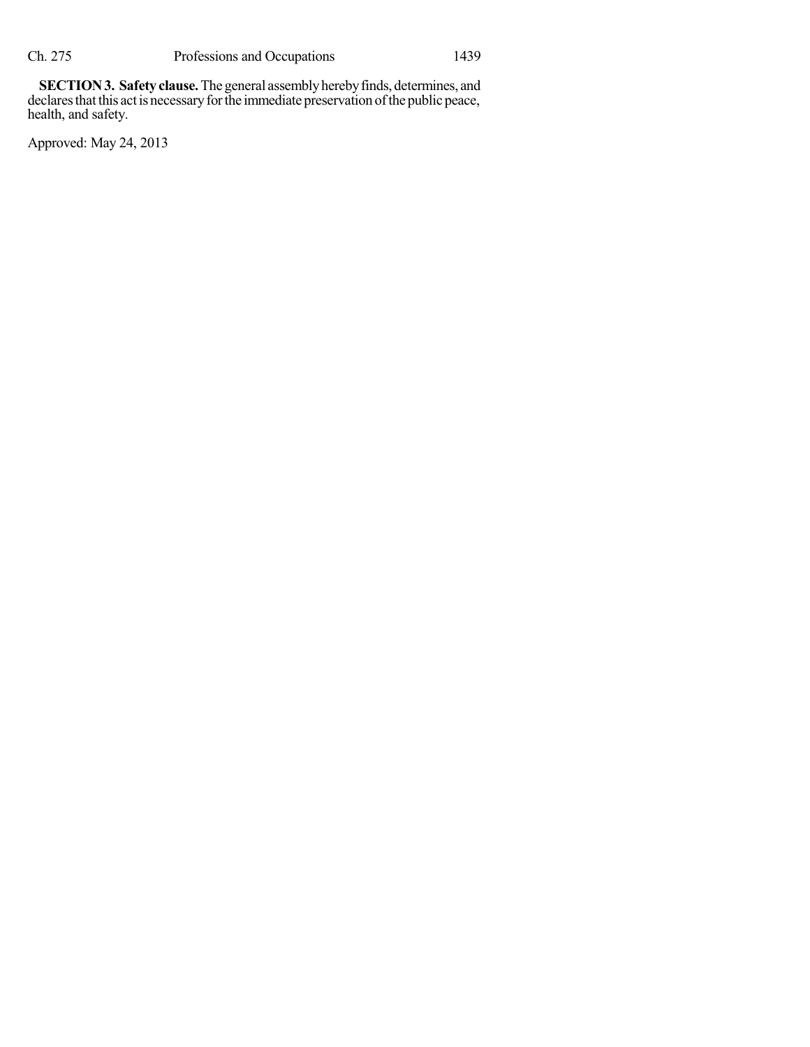**SECTION 3. Safety clause.** The general assembly hereby finds, determines, and declares that this act is necessary for the immediate preservation of the public peace, health, and safety.

Approved: May 24, 2013